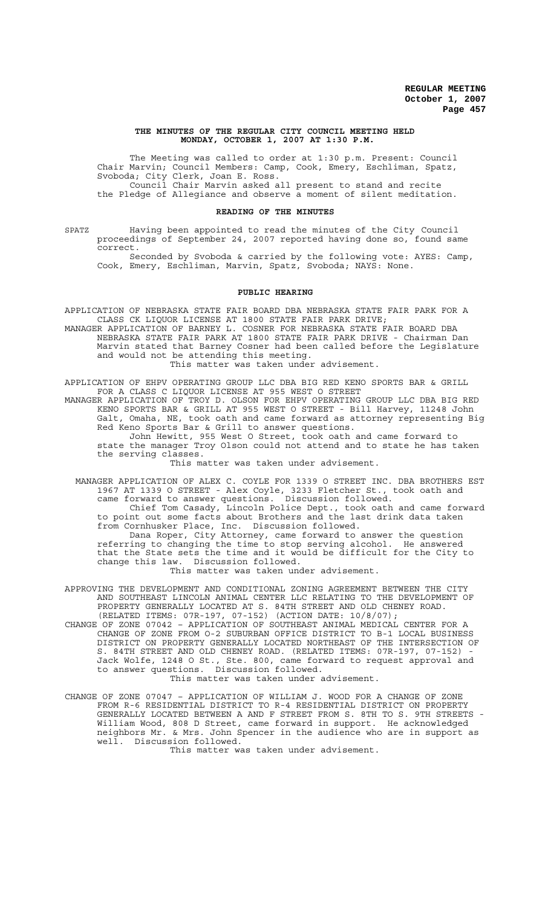## THE MINUTES OF THE REGULAR CITY COUNCIL MEETING HELD MONDAY, OCTOBER 1, 2007 AT 1:30 P.M.

The Meeting was called to order at 1:30 p.m. Present: Council Chair Marvin; Council Members: Camp, Cook, Emery, Eschliman, Spatz, Svoboda; City Clerk, Joan E. Ross.

Council Chair Marvin asked all present to stand and recite the Pledge of Allegiance and observe a moment of silent meditation.

### READING OF THE MINUTES

SPATZ Having been appointed to read the minutes of the City Council proceedings of September 24, 2007 reported having done so, found same correct.

Seconded by Svoboda & carried by the following vote: AYES: Camp, Cook, Emery, Eschliman, Marvin, Spatz, Svoboda; NAYS: None.

### PUBLIC HEARING

APPLICATION OF NEBRASKA STATE FAIR BOARD DBA NEBRASKA STATE FAIR PARK FOR A CLASS CK LIQUOR LICENSE AT 1800 STATE FAIR PARK DRIVE;

MANAGER APPLICATION OF BARNEY L. COSNER FOR NEBRASKA STATE FAIR BOARD DBA NEBRASKA STATE FAIR PARK AT 1800 STATE FAIR PARK DRIVE - Chairman Dan Marvin stated that Barney Cosner had been called before the Legislature and would not be attending this meeting.

This matter was taken under advisement.

APPLICATION OF EHPV OPERATING GROUP LLC DBA BIG RED KENO SPORTS BAR & GRILL FOR A CLASS C LIQUOR LICENSE AT 955 WEST O STREET

MANAGER APPLICATION OF TROY D. OLSON FOR EHPV OPERATING GROUP LLC DBA BIG RED KENO SPORTS BAR & GRILL AT 955 WEST O STREET - Bill Harvey, 11248 John Galt, Omaha, NE, took oath and came forward as attorney representing Big Red Keno Sports Bar & Grill to answer questions.

John Hewitt, 955 West O Street, took oath and came forward to state the manager Troy Olson could not attend and to state he has taken the serving classes.

This matter was taken under advisement.

MANAGER APPLICATION OF ALEX C. COYLE FOR 1339 O STREET INC. DBA BROTHERS EST 1967 AT 1339 O STREET - Alex Coyle, 3233 Fletcher St., took oath and came forward to answer questions. Discussion followed.

Chief Tom Casady, Lincoln Police Dept., took oath and came forward to point out some facts about Brothers and the last drink data taken from Cornhusker Place, Inc. Discussion followed.

Dana Roper, City Attorney, came forward to answer the question referring to changing the time to stop serving alcohol. He answered that the State sets the time and it would be difficult for the City to change this law. Discussion followed.

This matter was taken under advisement.

APPROVING THE DEVELOPMENT AND CONDITIONAL ZONING AGREEMENT BETWEEN THE CITY AND SOUTHEAST LINCOLN ANIMAL CENTER LLC RELATING TO THE DEVELOPMENT OF PROPERTY GENERALLY LOCATED AT S. 84TH STREET AND OLD CHENEY ROAD. (RELATED ITEMS: 07R-197, 07-152) (ACTION DATE: 10/8/07);

CHANGE OF ZONE 07042 – APPLICATION OF SOUTHEAST ANIMAL MEDICAL CENTER FOR A CHANGE OF ZONE FROM O-2 SUBURBAN OFFICE DISTRICT TO B-1 LOCAL BUSINESS DISTRICT ON PROPERTY GENERALLY LOCATED NORTHEAST OF THE INTERSECTION OF S. 84TH STREET AND OLD CHENEY ROAD. (RELATED ITEMS: 07R-197, 07-152) - Jack Wolfe, 1248 O St., Ste. 800, came forward to request approval and to answer questions. Discussion followed.

This matter was taken under advisement.

CHANGE OF ZONE 07047 – APPLICATION OF WILLIAM J. WOOD FOR A CHANGE OF ZONE FROM R-6 RESIDENTIAL DISTRICT TO R-4 RESIDENTIAL DISTRICT ON PROPERTY GENERALLY LOCATED BETWEEN A AND F STREET FROM S. 8TH TO S. 9TH STREETS - William Wood, 808 D Street, came forward in support. He acknowledged neighbors Mr. & Mrs. John Spencer in the audience who are in support as well. Discussion followed.

This matter was taken under advisement.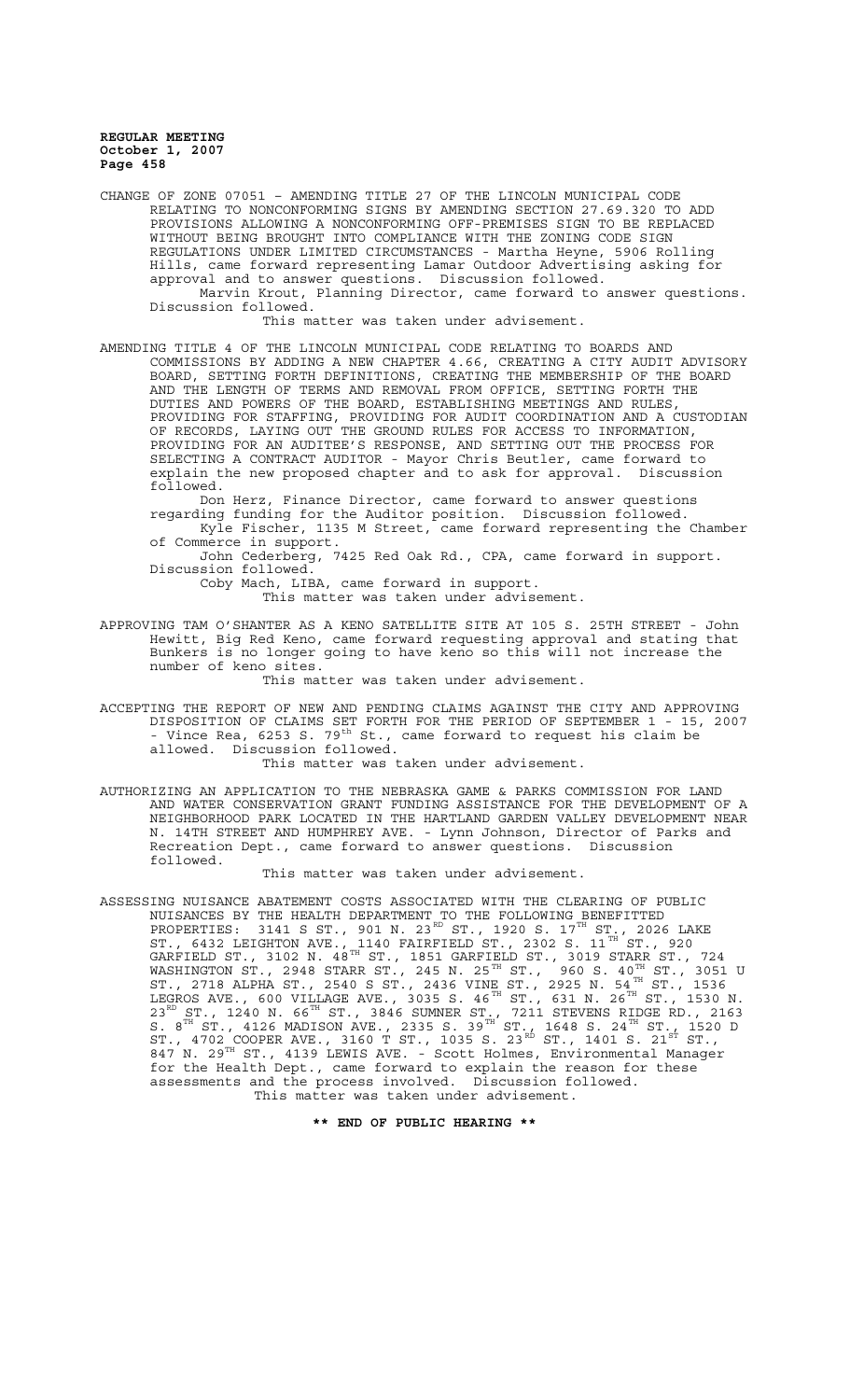CHANGE OF ZONE 07051 – AMENDING TITLE 27 OF THE LINCOLN MUNICIPAL CODE RELATING TO NONCONFORMING SIGNS BY AMENDING SECTION 27.69.320 TO ADD PROVISIONS ALLOWING A NONCONFORMING OFF-PREMISES SIGN TO BE REPLACED WITHOUT BEING BROUGHT INTO COMPLIANCE WITH THE ZONING CODE SIGN REGULATIONS UNDER LIMITED CIRCUMSTANCES - Martha Heyne, 5906 Rolling Hills, came forward representing Lamar Outdoor Advertising asking for approval and to answer questions. Discussion followed.

Marvin Krout, Planning Director, came forward to answer questions. Discussion followed.

This matter was taken under advisement.

AMENDING TITLE 4 OF THE LINCOLN MUNICIPAL CODE RELATING TO BOARDS AND COMMISSIONS BY ADDING A NEW CHAPTER 4.66, CREATING A CITY AUDIT ADVISORY BOARD, SETTING FORTH DEFINITIONS, CREATING THE MEMBERSHIP OF THE BOARD AND THE LENGTH OF TERMS AND REMOVAL FROM OFFICE, SETTING FORTH THE DUTIES AND POWERS OF THE BOARD, ESTABLISHING MEETINGS AND RULES, PROVIDING FOR STAFFING, PROVIDING FOR AUDIT COORDINATION AND A CUSTODIAN OF RECORDS, LAYING OUT THE GROUND RULES FOR ACCESS TO INFORMATION, PROVIDING FOR AN AUDITEE'S RESPONSE, AND SETTING OUT THE PROCESS FOR SELECTING A CONTRACT AUDITOR - Mayor Chris Beutler, came forward to explain the new proposed chapter and to ask for approval. Discussion followed.

Don Herz, Finance Director, came forward to answer questions regarding funding for the Auditor position. Discussion followed.

Kyle Fischer, 1135 M Street, came forward representing the Chamber of Commerce in support.

John Cederberg, 7425 Red Oak Rd., CPA, came forward in support. Discussion followed.

Coby Mach, LIBA, came forward in support.

This matter was taken under advisement.

APPROVING TAM O'SHANTER AS A KENO SATELLITE SITE AT 105 S. 25TH STREET - John Hewitt, Big Red Keno, came forward requesting approval and stating that Bunkers is no longer going to have keno so this will not increase the number of keno sites.

This matter was taken under advisement.

ACCEPTING THE REPORT OF NEW AND PENDING CLAIMS AGAINST THE CITY AND APPROVING DISPOSITION OF CLAIMS SET FORTH FOR THE PERIOD OF SEPTEMBER 1 - 15, 2007 - Vince Rea, 6253 S. 79th St., came forward to request his claim be allowed. Discussion followed.

This matter was taken under advisement.

AUTHORIZING AN APPLICATION TO THE NEBRASKA GAME & PARKS COMMISSION FOR LAND AND WATER CONSERVATION GRANT FUNDING ASSISTANCE FOR THE DEVELOPMENT OF A NEIGHBORHOOD PARK LOCATED IN THE HARTLAND GARDEN VALLEY DEVELOPMENT NEAR N. 14TH STREET AND HUMPHREY AVE. - Lynn Johnson, Director of Parks and Recreation Dept., came forward to answer questions. Discussion followed.

This matter was taken under advisement.

ASSESSING NUISANCE ABATEMENT COSTS ASSOCIATED WITH THE CLEARING OF PUBLIC NUISANCES BY THE HEALTH DEPARTMENT TO THE FOLLOWING BENEFITTED PROPERTIES: 3141 S ST., 901 N. 23RD ST., 1920 S. 17TH ST., 2026 LAKE ST., 6432 LEIGHTON AVE., 1140 FAIRFIELD ST., 2302 S. 11TH ST., 920 GARFIELD ST., 3102 N. 48TH ST., 1851 GARFIELD ST., 3019 STARR ST., 724 WASHINGTON ST., 2948 STARR ST., 245 N. 25TH ST., 960 S. 40TH ST., 3051 U ST., 2718 ALPHA ST., 2540 S ST., 2436 VINE ST., 2925 N. 54TH ST., 1536 LEGROS AVE., 600 VILLAGE AVE., 3035 S. 46TH ST., 631 N. 26TH ST., 1530 N. 23RD ST., 1240 N. 66TH ST., 3846 SUMNER ST., 7211 STEVENS RIDGE RD., 2163 S. 8TH ST., 4126 MADISON AVE., 2335 S. 39TH ST., 1648 S. 24TH ST., 1520 D ST., 4702 COOPER AVE., 3160 T ST., 1035 S. 23RD ST., 1401 S. 21ST ST., 847 N. 29TH ST., 4139 LEWIS AVE. - Scott Holmes, Environmental Manager for the Health Dept., came forward to explain the reason for these assessments and the process involved. Discussion followed.

This matter was taken under advisement.

**\*\* END OF PUBLIC HEARING \*\***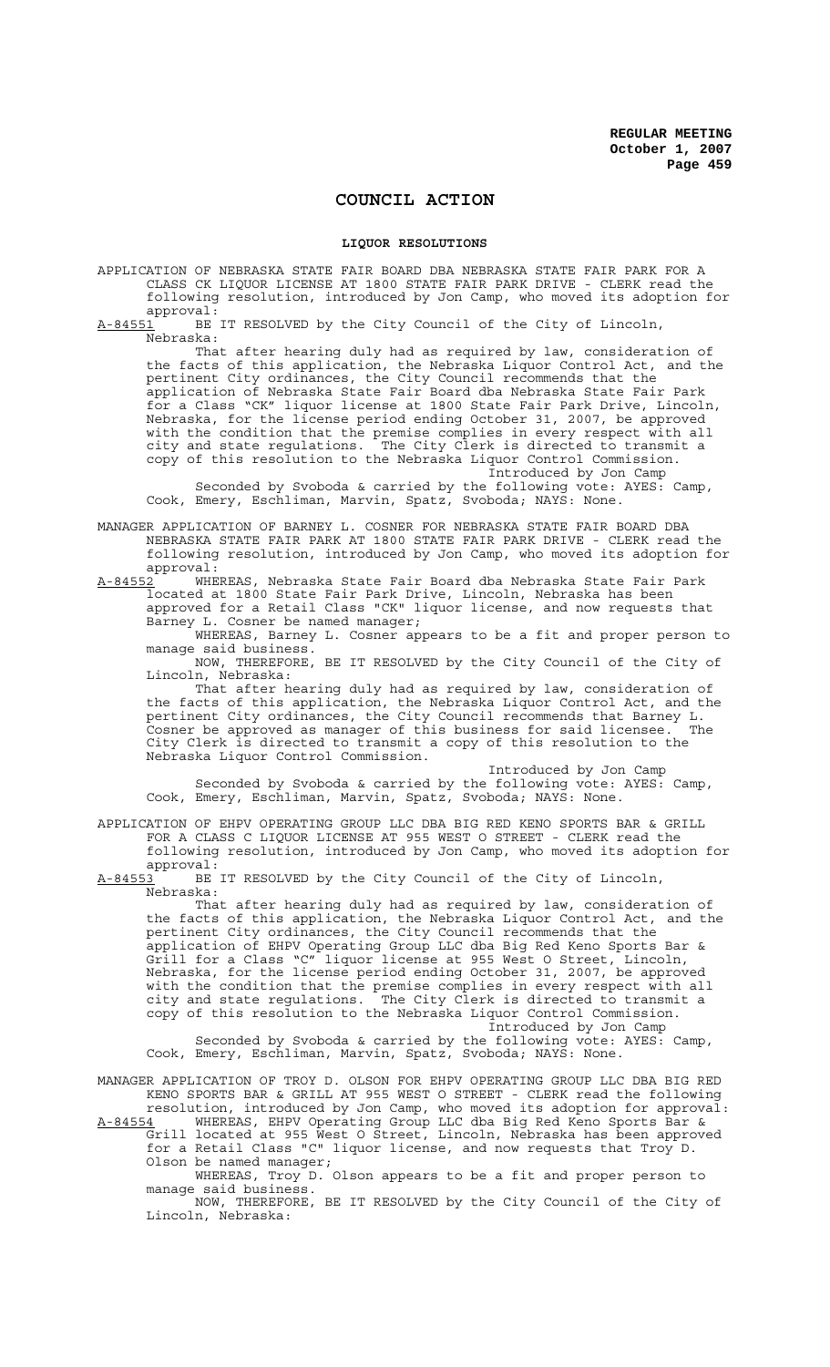# COUNCIL ACTION

## LIQUOR RESOLUTIONS

APPLICATION OF NEBRASKA STATE FAIR BOARD DBA NEBRASKA STATE FAIR PARK FOR A CLASS CK LIQUOR LICENSE AT 1800 STATE FAIR PARK DRIVE - CLERK read the following resolution, introduced by Jon Camp, who moved its adoption for approval:

A-84551 BE IT RESOLVED by the City Council of the City of Lincoln, Nebraska:

That after hearing duly had as required by law, consideration of the facts of this application, the Nebraska Liquor Control Act, and the pertinent City ordinances, the City Council recommends that the application of Nebraska State Fair Board dba Nebraska State Fair Park for a Class "CK" liquor license at 1800 State Fair Park Drive, Lincoln, Nebraska, for the license period ending October 31, 2007, be approved with the condition that the premise complies in every respect with all city and state regulations. The City Clerk is directed to transmit a copy of this resolution to the Nebraska Liquor Control Commission.

Introduced by Jon Camp

Seconded by Svoboda & carried by the following vote: AYES: Camp, Cook, Emery, Eschliman, Marvin, Spatz, Svoboda; NAYS: None.

MANAGER APPLICATION OF BARNEY L. COSNER FOR NEBRASKA STATE FAIR BOARD DBA NEBRASKA STATE FAIR PARK AT 1800 STATE FAIR PARK DRIVE - CLERK read the following resolution, introduced by Jon Camp, who moved its adoption for approval:

A-84552 WHEREAS, Nebraska State Fair Board dba Nebraska State Fair Park located at 1800 State Fair Park Drive, Lincoln, Nebraska has been approved for a Retail Class "CK" liquor license, and now requests that Barney L. Cosner be named manager;

WHEREAS, Barney L. Cosner appears to be a fit and proper person to manage said business.

NOW, THEREFORE, BE IT RESOLVED by the City Council of the City of Lincoln, Nebraska:

That after hearing duly had as required by law, consideration of the facts of this application, the Nebraska Liquor Control Act, and the pertinent City ordinances, the City Council recommends that Barney L. Cosner be approved as manager of this business for said licensee. The City Clerk is directed to transmit a copy of this resolution to the Nebraska Liquor Control Commission.

Introduced by Jon Camp

Seconded by Svoboda & carried by the following vote: AYES: Camp, Cook, Emery, Eschliman, Marvin, Spatz, Svoboda; NAYS: None.

APPLICATION OF EHPV OPERATING GROUP LLC DBA BIG RED KENO SPORTS BAR & GRILL FOR A CLASS C LIQUOR LICENSE AT 955 WEST O STREET - CLERK read the following resolution, introduced by Jon Camp, who moved its adoption for approval:

A-84553 BE IT RESOLVED by the City Council of the City of Lincoln, Nebraska:

That after hearing duly had as required by law, consideration of the facts of this application, the Nebraska Liquor Control Act, and the pertinent City ordinances, the City Council recommends that the application of EHPV Operating Group LLC dba Big Red Keno Sports Bar & Grill for a Class "C" liquor license at 955 West O Street, Lincoln, Nebraska, for the license period ending October 31, 2007, be approved with the condition that the premise complies in every respect with all city and state regulations. The City Clerk is directed to transmit a copy of this resolution to the Nebraska Liquor Control Commission.

Introduced by Jon Camp

Seconded by Svoboda & carried by the following vote: AYES: Camp, Cook, Emery, Eschliman, Marvin, Spatz, Svoboda; NAYS: None.

MANAGER APPLICATION OF TROY D. OLSON FOR EHPV OPERATING GROUP LLC DBA BIG RED KENO SPORTS BAR & GRILL AT 955 WEST O STREET - CLERK read the following resolution, introduced by Jon Camp, who moved its adoption for approval:

A-84554 WHEREAS, EHPV Operating Group LLC dba Big Red Keno Sports Bar & Grill located at 955 West O Street, Lincoln, Nebraska has been approved for a Retail Class "C" liquor license, and now requests that Troy D. Olson be named manager;

WHEREAS, Troy D. Olson appears to be a fit and proper person to manage said business.

NOW, THEREFORE, BE IT RESOLVED by the City Council of the City of Lincoln, Nebraska: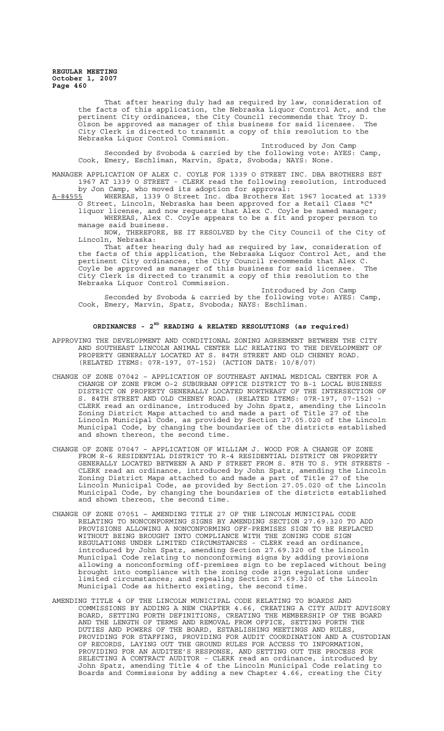That after hearing duly had as required by law, consideration of the facts of this application, the Nebraska Liquor Control Act, and the pertinent City ordinances, the City Council recommends that Troy D. Olson be approved as manager of this business for said licensee. The City Clerk is directed to transmit a copy of this resolution to the Nebraska Liquor Control Commission.

Introduced by Jon Camp

Seconded by Svoboda & carried by the following vote: AYES: Camp, Cook, Emery, Eschliman, Marvin, Spatz, Svoboda; NAYS: None.

MANAGER APPLICATION OF ALEX C. COYLE FOR 1339 O STREET INC. DBA BROTHERS EST 1967 AT 1339 O STREET - CLERK read the following resolution, introduced by Jon Camp, who moved its adoption for approval:

A-84555 WHEREAS, 1339 O Street Inc. dba Brothers Est 1967 located at 1339 O Street, Lincoln, Nebraska has been approved for a Retail Class "C" liquor license, and now requests that Alex C. Coyle be named manager;

WHEREAS, Alex C. Coyle appears to be a fit and proper person to manage said business.

NOW, THEREFORE, BE IT RESOLVED by the City Council of the City of Lincoln, Nebraska:

That after hearing duly had as required by law, consideration of the facts of this application, the Nebraska Liquor Control Act, and the pertinent City ordinances, the City Council recommends that Alex C. Coyle be approved as manager of this business for said licensee. The City Clerk is directed to transmit a copy of this resolution to the Nebraska Liquor Control Commission.

Introduced by Jon Camp

Seconded by Svoboda & carried by the following vote: AYES: Camp, Cook, Emery, Marvin, Spatz, Svoboda; NAYS: Eschliman.

## ORDINANCES - 2ND READING & RELATED RESOLUTIONS (as required)

APPROVING THE DEVELOPMENT AND CONDITIONAL ZONING AGREEMENT BETWEEN THE CITY AND SOUTHEAST LINCOLN ANIMAL CENTER LLC RELATING TO THE DEVELOPMENT OF PROPERTY GENERALLY LOCATED AT S. 84TH STREET AND OLD CHENEY ROAD. (RELATED ITEMS: 07R-197, 07-152) (ACTION DATE: 10/8/07)

CHANGE OF ZONE 07042 – APPLICATION OF SOUTHEAST ANIMAL MEDICAL CENTER FOR A CHANGE OF ZONE FROM O-2 SUBURBAN OFFICE DISTRICT TO B-1 LOCAL BUSINESS DISTRICT ON PROPERTY GENERALLY LOCATED NORTHEAST OF THE INTERSECTION OF S. 84TH STREET AND OLD CHENEY ROAD. (RELATED ITEMS: 07R-197, 07-152) - CLERK read an ordinance, introduced by John Spatz, amending the Lincoln Zoning District Maps attached to and made a part of Title 27 of the Lincoln Municipal Code, as provided by Section 27.05.020 of the Lincoln Municipal Code, by changing the boundaries of the districts established and shown thereon, the second time.

CHANGE OF ZONE 07047 – APPLICATION OF WILLIAM J. WOOD FOR A CHANGE OF ZONE FROM R-6 RESIDENTIAL DISTRICT TO R-4 RESIDENTIAL DISTRICT ON PROPERTY GENERALLY LOCATED BETWEEN A AND F STREET FROM S. 8TH TO S. 9TH STREETS - CLERK read an ordinance, introduced by John Spatz, amending the Lincoln Zoning District Maps attached to and made a part of Title 27 of the Lincoln Municipal Code, as provided by Section 27.05.020 of the Lincoln Municipal Code, by changing the boundaries of the districts established and shown thereon, the second time.

CHANGE OF ZONE 07051 – AMENDING TITLE 27 OF THE LINCOLN MUNICIPAL CODE RELATING TO NONCONFORMING SIGNS BY AMENDING SECTION 27.69.320 TO ADD PROVISIONS ALLOWING A NONCONFORMING OFF-PREMISES SIGN TO BE REPLACED WITHOUT BEING BROUGHT INTO COMPLIANCE WITH THE ZONING CODE SIGN REGULATIONS UNDER LIMITED CIRCUMSTANCES - CLERK read an ordinance, introduced by John Spatz, amending Section 27.69.320 of the Lincoln Municipal Code relating to nonconforming signs by adding provisions allowing a nonconforming off-premises sign to be replaced without being brought into compliance with the zoning code sign regulations under limited circumstances; and repealing Section 27.69.320 of the Lincoln Municipal Code as hitherto existing, the second time.

AMENDING TITLE 4 OF THE LINCOLN MUNICIPAL CODE RELATING TO BOARDS AND COMMISSIONS BY ADDING A NEW CHAPTER 4.66, CREATING A CITY AUDIT ADVISORY BOARD, SETTING FORTH DEFINITIONS, CREATING THE MEMBERSHIP OF THE BOARD AND THE LENGTH OF TERMS AND REMOVAL FROM OFFICE, SETTING FORTH THE DUTIES AND POWERS OF THE BOARD, ESTABLISHING MEETINGS AND RULES, PROVIDING FOR STAFFING, PROVIDING FOR AUDIT COORDINATION AND A CUSTODIAN OF RECORDS, LAYING OUT THE GROUND RULES FOR ACCESS TO INFORMATION, PROVIDING FOR AN AUDITEE'S RESPONSE, AND SETTING OUT THE PROCESS FOR SELECTING A CONTRACT AUDITOR - CLERK read an ordinance, introduced by John Spatz, amending Title 4 of the Lincoln Municipal Code relating to Boards and Commissions by adding a new Chapter 4.66, creating the City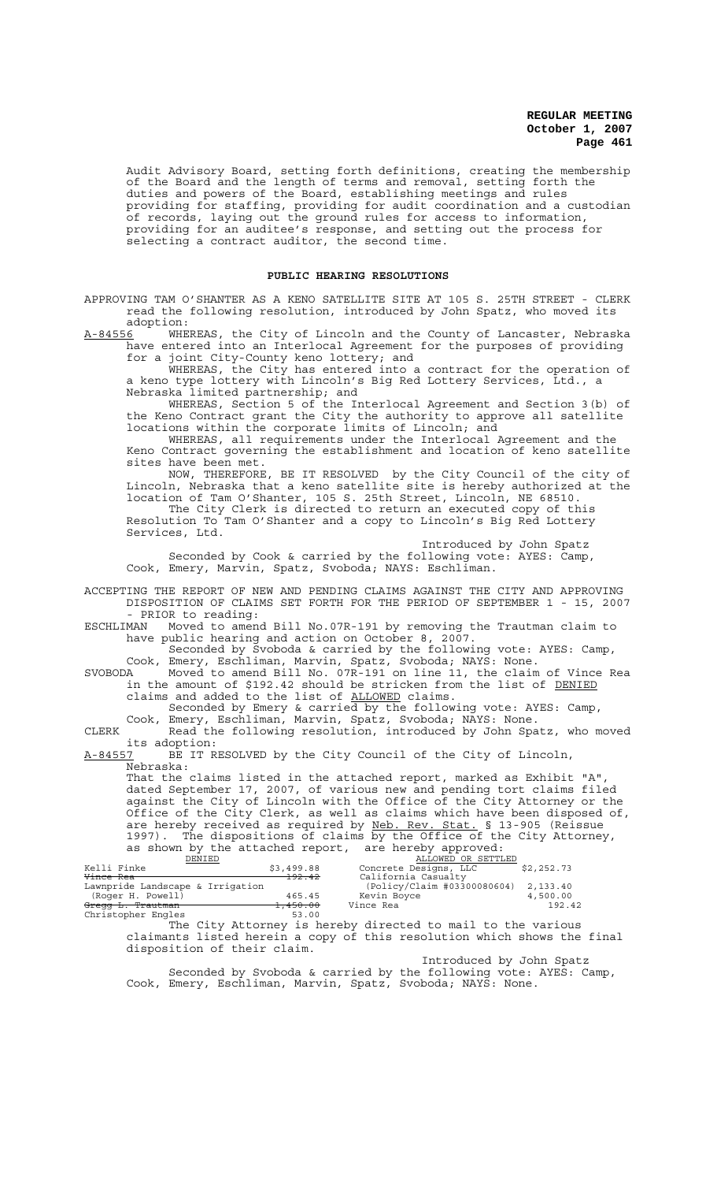Audit Advisory Board, setting forth definitions, creating the membership of the Board and the length of terms and removal, setting forth the duties and powers of the Board, establishing meetings and rules providing for staffing, providing for audit coordination and a custodian of records, laying out the ground rules for access to information, providing for an auditee's response, and setting out the process for selecting a contract auditor, the second time.

## PUBLIC HEARING RESOLUTIONS

APPROVING TAM O'SHANTER AS A KENO SATELLITE SITE AT 105 S. 25TH STREET - CLERK read the following resolution, introduced by John Spatz, who moved its adoption:

A-84556 WHEREAS, the City of Lincoln and the County of Lancaster, Nebraska have entered into an Interlocal Agreement for the purposes of providing for a joint City-County keno lottery; and

WHEREAS, the City has entered into a contract for the operation of a keno type lottery with Lincoln's Big Red Lottery Services, Ltd., a Nebraska limited partnership; and

WHEREAS, Section 5 of the Interlocal Agreement and Section 3(b) of the Keno Contract grant the City the authority to approve all satellite locations within the corporate limits of Lincoln; and

WHEREAS, all requirements under the Interlocal Agreement and the Keno Contract governing the establishment and location of keno satellite sites have been met.

NOW, THEREFORE, BE IT RESOLVED by the City Council of the city of Lincoln, Nebraska that a keno satellite site is hereby authorized at the location of Tam O'Shanter, 105 S. 25th Street, Lincoln, NE 68510.

The City Clerk is directed to return an executed copy of this Resolution To Tam O'Shanter and a copy to Lincoln's Big Red Lottery Services, Ltd.

Introduced by John Spatz

Seconded by Cook & carried by the following vote: AYES: Camp, Cook, Emery, Marvin, Spatz, Svoboda; NAYS: Eschliman.

ACCEPTING THE REPORT OF NEW AND PENDING CLAIMS AGAINST THE CITY AND APPROVING DISPOSITION OF CLAIMS SET FORTH FOR THE PERIOD OF SEPTEMBER 1 - 15, 2007 - PRIOR to reading:

ESCHLIMAN Moved to amend Bill No.07R-191 by removing the Trautman claim to have public hearing and action on October 8, 2007.

Seconded by Svoboda & carried by the following vote: AYES: Camp, Cook, Emery, Eschliman, Marvin, Spatz, Svoboda; NAYS: None.

SVOBODA Moved to amend Bill No. 07R-191 on line 11, the claim of Vince Rea in the amount of $192.42 should be stricken from the list of DENIED claims and added to the list of ALLOWED claims.

Seconded by Emery & carried by the following vote: AYES: Camp, Cook, Emery, Eschliman, Marvin, Spatz, Svoboda; NAYS: None.

CLERK Read the following resolution, introduced by John Spatz, who moved its adoption:

A-84557 BE IT RESOLVED by the City Council of the City of Lincoln, Nebraska:

That the claims listed in the attached report, marked as Exhibit "A", dated September 17, 2007, of various new and pending tort claims filed against the City of Lincoln with the Office of the City Attorney or the Office of the City Clerk, as well as claims which have been disposed of, are hereby received as required by Neb. Rev. Stat. § 13-905 (Reissue 1997). The dispositions of claims by the Office of the City Attorney, as shown by the attached report, are hereby approved:

| DENIED | | ALLOWED OR SETTLED | |
|---|---|---|---|
| Kelli Finke | $3,499.88 | Concrete Designs, LLC | $2,252.73 |
| ~~Vince Rea~~ | ~~192.42~~ | California Casualty | |
| Lawnpride Landscape & Irrigation | | (Policy/Claim #03300080604) | 2,133.40 |
| (Roger H. Powell) | 465.45 | Kevin Boyce | 4,500.00 |
| ~~Gregg L. Trautman~~ | ~~1,450.00~~ | Vince Rea | 192.42 |
| Christopher Engles | 53.00 | | |

The City Attorney is hereby directed to mail to the various claimants listed herein a copy of this resolution which shows the final disposition of their claim.

Introduced by John Spatz

Seconded by Svoboda & carried by the following vote: AYES: Camp, Cook, Emery, Eschliman, Marvin, Spatz, Svoboda; NAYS: None.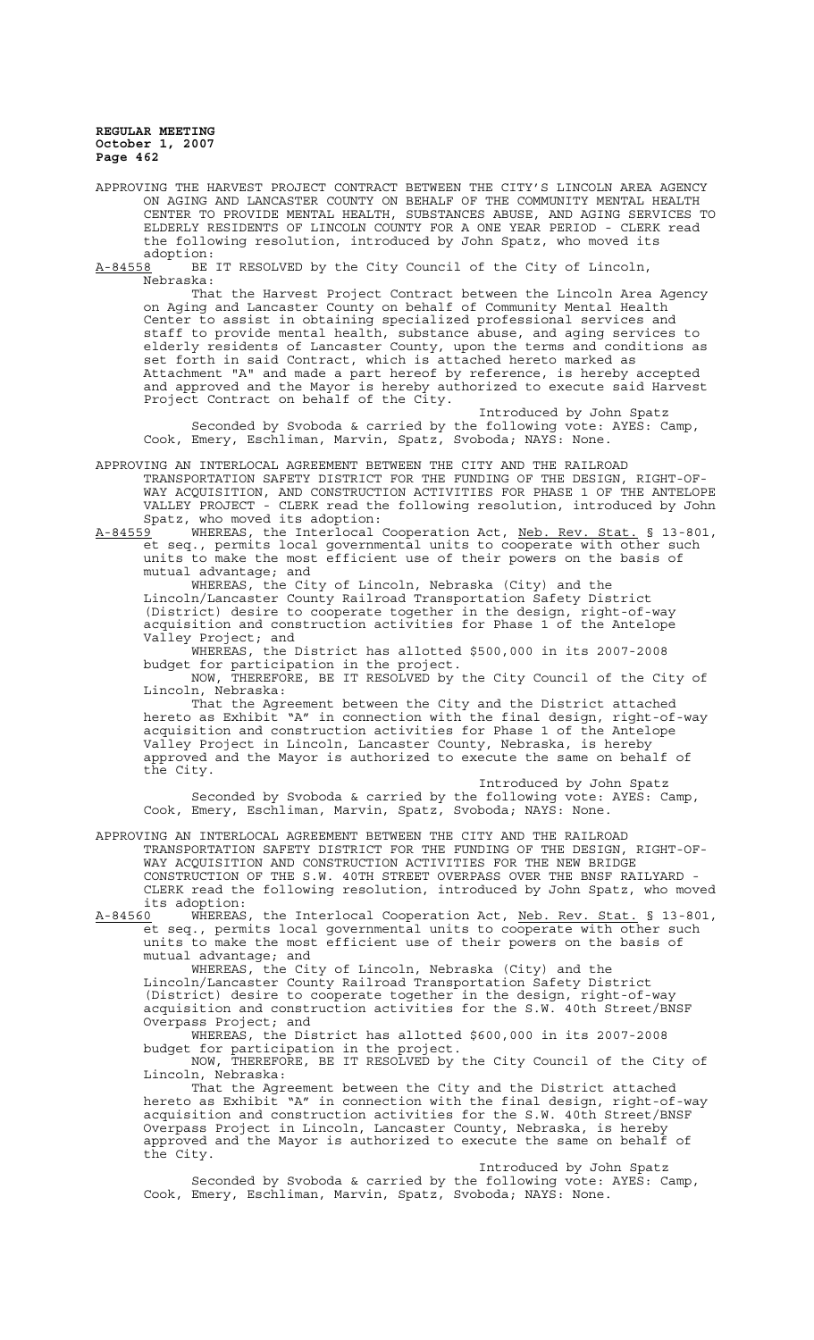APPROVING THE HARVEST PROJECT CONTRACT BETWEEN THE CITY'S LINCOLN AREA AGENCY ON AGING AND LANCASTER COUNTY ON BEHALF OF THE COMMUNITY MENTAL HEALTH CENTER TO PROVIDE MENTAL HEALTH, SUBSTANCES ABUSE, AND AGING SERVICES TO ELDERLY RESIDENTS OF LINCOLN COUNTY FOR A ONE YEAR PERIOD - CLERK read the following resolution, introduced by John Spatz, who moved its adoption:

A-84558 BE IT RESOLVED by the City Council of the City of Lincoln, Nebraska:

That the Harvest Project Contract between the Lincoln Area Agency on Aging and Lancaster County on behalf of Community Mental Health Center to assist in obtaining specialized professional services and staff to provide mental health, substance abuse, and aging services to elderly residents of Lancaster County, upon the terms and conditions as set forth in said Contract, which is attached hereto marked as Attachment "A" and made a part hereof by reference, is hereby accepted and approved and the Mayor is hereby authorized to execute said Harvest Project Contract on behalf of the City.

Introduced by John Spatz

Seconded by Svoboda & carried by the following vote: AYES: Camp, Cook, Emery, Eschliman, Marvin, Spatz, Svoboda; NAYS: None.

APPROVING AN INTERLOCAL AGREEMENT BETWEEN THE CITY AND THE RAILROAD TRANSPORTATION SAFETY DISTRICT FOR THE FUNDING OF THE DESIGN, RIGHT-OF-WAY ACQUISITION, AND CONSTRUCTION ACTIVITIES FOR PHASE 1 OF THE ANTELOPE VALLEY PROJECT - CLERK read the following resolution, introduced by John Spatz, who moved its adoption:

A-84559 WHEREAS, the Interlocal Cooperation Act, Neb. Rev. Stat. § 13-801, et seq., permits local governmental units to cooperate with other such units to make the most efficient use of their powers on the basis of mutual advantage; and

WHEREAS, the City of Lincoln, Nebraska (City) and the Lincoln/Lancaster County Railroad Transportation Safety District (District) desire to cooperate together in the design, right-of-way acquisition and construction activities for Phase 1 of the Antelope Valley Project; and

WHEREAS, the District has allotted $500,000 in its 2007-2008 budget for participation in the project.

NOW, THEREFORE, BE IT RESOLVED by the City Council of the City of Lincoln, Nebraska:

That the Agreement between the City and the District attached hereto as Exhibit "A" in connection with the final design, right-of-way acquisition and construction activities for Phase 1 of the Antelope Valley Project in Lincoln, Lancaster County, Nebraska, is hereby approved and the Mayor is authorized to execute the same on behalf of the City.

Introduced by John Spatz

Seconded by Svoboda & carried by the following vote: AYES: Camp, Cook, Emery, Eschliman, Marvin, Spatz, Svoboda; NAYS: None.

APPROVING AN INTERLOCAL AGREEMENT BETWEEN THE CITY AND THE RAILROAD TRANSPORTATION SAFETY DISTRICT FOR THE FUNDING OF THE DESIGN, RIGHT-OF-WAY ACQUISITION AND CONSTRUCTION ACTIVITIES FOR THE NEW BRIDGE CONSTRUCTION OF THE S.W. 40TH STREET OVERPASS OVER THE BNSF RAILYARD - CLERK read the following resolution, introduced by John Spatz, who moved its adoption:

A-84560 WHEREAS, the Interlocal Cooperation Act, Neb. Rev. Stat. § 13-801, et seq., permits local governmental units to cooperate with other such units to make the most efficient use of their powers on the basis of mutual advantage; and

WHEREAS, the City of Lincoln, Nebraska (City) and the Lincoln/Lancaster County Railroad Transportation Safety District (District) desire to cooperate together in the design, right-of-way acquisition and construction activities for the S.W. 40th Street/BNSF Overpass Project; and

WHEREAS, the District has allotted $600,000 in its 2007-2008 budget for participation in the project.

NOW, THEREFORE, BE IT RESOLVED by the City Council of the City of Lincoln, Nebraska:

That the Agreement between the City and the District attached hereto as Exhibit "A" in connection with the final design, right-of-way acquisition and construction activities for the S.W. 40th Street/BNSF Overpass Project in Lincoln, Lancaster County, Nebraska, is hereby approved and the Mayor is authorized to execute the same on behalf of the City.

Introduced by John Spatz

Seconded by Svoboda & carried by the following vote: AYES: Camp, Cook, Emery, Eschliman, Marvin, Spatz, Svoboda; NAYS: None.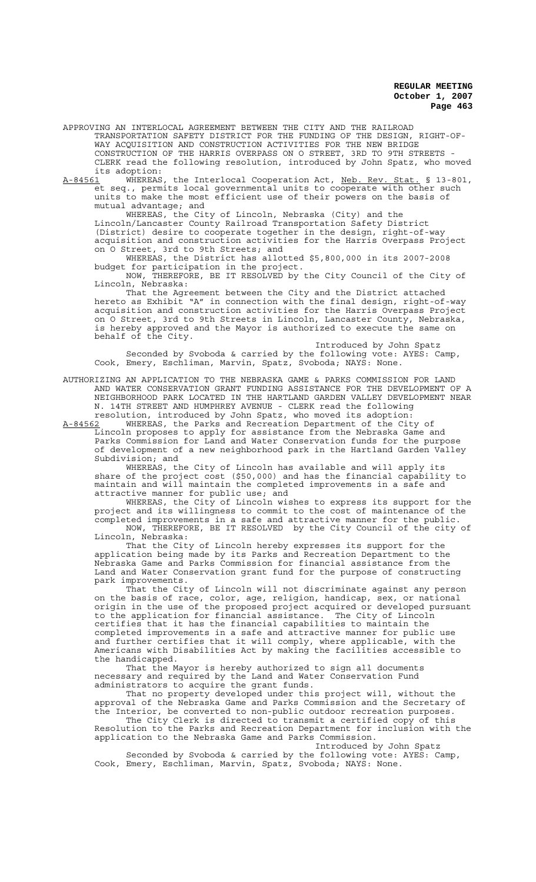APPROVING AN INTERLOCAL AGREEMENT BETWEEN THE CITY AND THE RAILROAD TRANSPORTATION SAFETY DISTRICT FOR THE FUNDING OF THE DESIGN, RIGHT-OF-WAY ACQUISITION AND CONSTRUCTION ACTIVITIES FOR THE NEW BRIDGE CONSTRUCTION OF THE HARRIS OVERPASS ON O STREET, 3RD TO 9TH STREETS - CLERK read the following resolution, introduced by John Spatz, who moved its adoption:

A-84561 WHEREAS, the Interlocal Cooperation Act, Neb. Rev. Stat. § 13-801, et seq., permits local governmental units to cooperate with other such units to make the most efficient use of their powers on the basis of mutual advantage; and

WHEREAS, the City of Lincoln, Nebraska (City) and the Lincoln/Lancaster County Railroad Transportation Safety District (District) desire to cooperate together in the design, right-of-way acquisition and construction activities for the Harris Overpass Project on O Street, 3rd to 9th Streets; and

WHEREAS, the District has allotted $5,800,000 in its 2007-2008 budget for participation in the project.

NOW, THEREFORE, BE IT RESOLVED by the City Council of the City of Lincoln, Nebraska:

That the Agreement between the City and the District attached hereto as Exhibit "A" in connection with the final design, right-of-way acquisition and construction activities for the Harris Overpass Project on O Street, 3rd to 9th Streets in Lincoln, Lancaster County, Nebraska, is hereby approved and the Mayor is authorized to execute the same on behalf of the City.

Introduced by John Spatz

Seconded by Svoboda & carried by the following vote: AYES: Camp, Cook, Emery, Eschliman, Marvin, Spatz, Svoboda; NAYS: None.

AUTHORIZING AN APPLICATION TO THE NEBRASKA GAME & PARKS COMMISSION FOR LAND AND WATER CONSERVATION GRANT FUNDING ASSISTANCE FOR THE DEVELOPMENT OF A NEIGHBORHOOD PARK LOCATED IN THE HARTLAND GARDEN VALLEY DEVELOPMENT NEAR N. 14TH STREET AND HUMPHREY AVENUE - CLERK read the following resolution, introduced by John Spatz, who moved its adoption:

A-84562 WHEREAS, the Parks and Recreation Department of the City of Lincoln proposes to apply for assistance from the Nebraska Game and Parks Commission for Land and Water Conservation funds for the purpose of development of a new neighborhood park in the Hartland Garden Valley Subdivision; and

WHEREAS, the City of Lincoln has available and will apply its share of the project cost ($50,000) and has the financial capability to maintain and will maintain the completed improvements in a safe and attractive manner for public use; and

WHEREAS, the City of Lincoln wishes to express its support for the project and its willingness to commit to the cost of maintenance of the completed improvements in a safe and attractive manner for the public.

NOW, THEREFORE, BE IT RESOLVED by the City Council of the city of Lincoln, Nebraska:

That the City of Lincoln hereby expresses its support for the application being made by its Parks and Recreation Department to the Nebraska Game and Parks Commission for financial assistance from the Land and Water Conservation grant fund for the purpose of constructing park improvements.

That the City of Lincoln will not discriminate against any person on the basis of race, color, age, religion, handicap, sex, or national origin in the use of the proposed project acquired or developed pursuant to the application for financial assistance. The City of Lincoln certifies that it has the financial capabilities to maintain the completed improvements in a safe and attractive manner for public use and further certifies that it will comply, where applicable, with the Americans with Disabilities Act by making the facilities accessible to the handicapped.

That the Mayor is hereby authorized to sign all documents necessary and required by the Land and Water Conservation Fund administrators to acquire the grant funds.

That no property developed under this project will, without the approval of the Nebraska Game and Parks Commission and the Secretary of the Interior, be converted to non-public outdoor recreation purposes.

The City Clerk is directed to transmit a certified copy of this Resolution to the Parks and Recreation Department for inclusion with the application to the Nebraska Game and Parks Commission.

Introduced by John Spatz

Seconded by Svoboda & carried by the following vote: AYES: Camp, Cook, Emery, Eschliman, Marvin, Spatz, Svoboda; NAYS: None.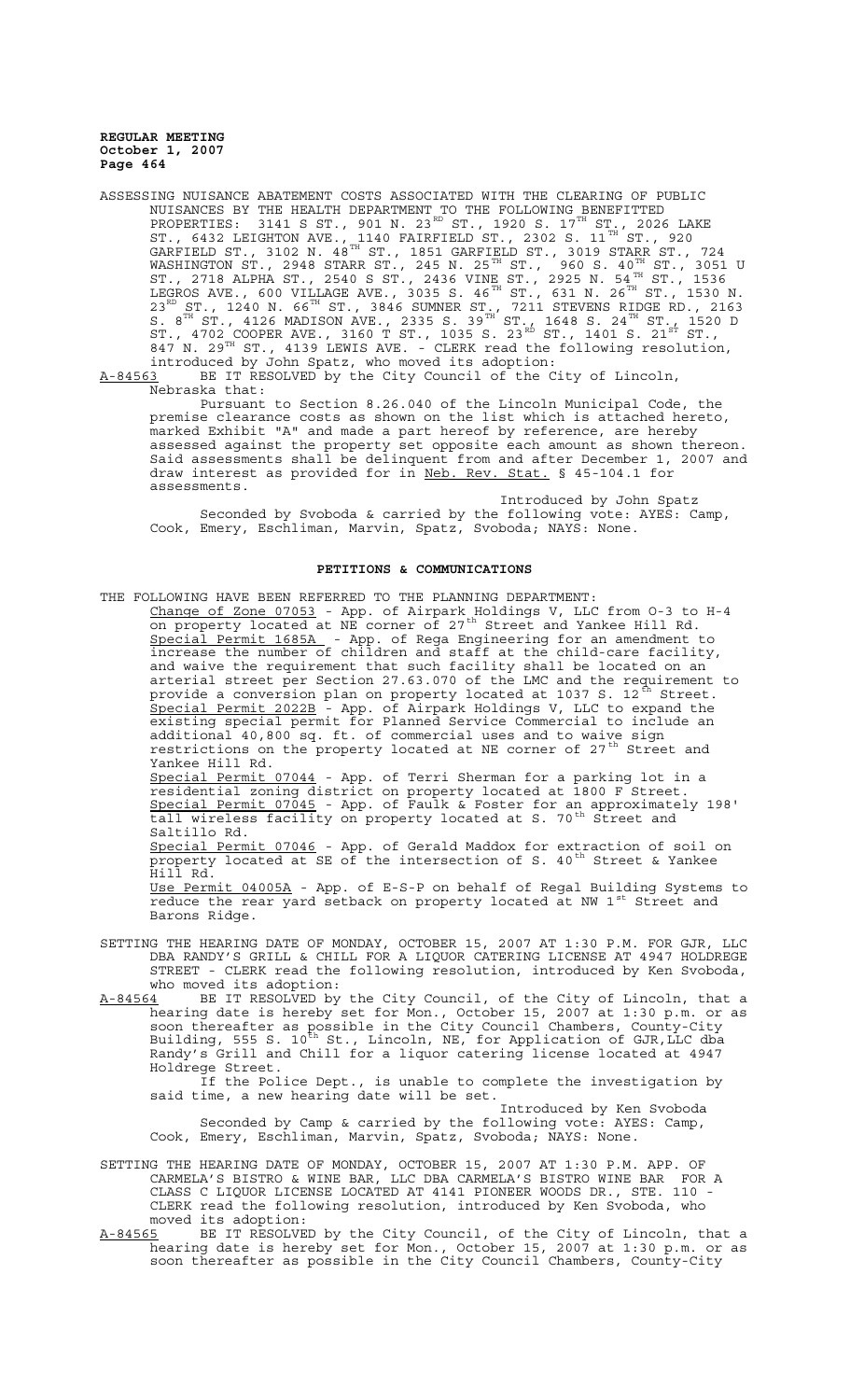ASSESSING NUISANCE ABATEMENT COSTS ASSOCIATED WITH THE CLEARING OF PUBLIC NUISANCES BY THE HEALTH DEPARTMENT TO THE FOLLOWING BENEFITTED PROPERTIES: 3141 S ST., 901 N. 23RD ST., 1920 S. 17TH ST., 2026 LAKE ST., 6432 LEIGHTON AVE., 1140 FAIRFIELD ST., 2302 S. 11TH ST., 920 GARFIELD ST., 3102 N. 48TH ST., 1851 GARFIELD ST., 3019 STARR ST., 724 WASHINGTON ST., 2948 STARR ST., 245 N. 25TH ST., 960 S. 40TH ST., 3051 U ST., 2718 ALPHA ST., 2540 S ST., 2436 VINE ST., 2925 N. 54TH ST., 1536 LEGROS AVE., 600 VILLAGE AVE., 3035 S. 46TH ST., 631 N. 26TH ST., 1530 N. 23RD ST., 1240 N. 66TH ST., 3846 SUMNER ST., 7211 STEVENS RIDGE RD., 2163 S. 8TH ST., 4126 MADISON AVE., 2335 S. 39TH ST., 1648 S. 24TH ST., 1520 D ST., 4702 COOPER AVE., 3160 T ST., 1035 S. 23RD ST., 1401 S. 21ST ST., 847 N. 29TH ST., 4139 LEWIS AVE. - CLERK read the following resolution, introduced by John Spatz, who moved its adoption:

A-84563 BE IT RESOLVED by the City Council of the City of Lincoln, Nebraska that:

Pursuant to Section 8.26.040 of the Lincoln Municipal Code, the premise clearance costs as shown on the list which is attached hereto, marked Exhibit "A" and made a part hereof by reference, are hereby assessed against the property set opposite each amount as shown thereon. Said assessments shall be delinquent from and after December 1, 2007 and draw interest as provided for in Neb. Rev. Stat. § 45-104.1 for assessments.

Introduced by John Spatz

Seconded by Svoboda & carried by the following vote: AYES: Camp, Cook, Emery, Eschliman, Marvin, Spatz, Svoboda; NAYS: None.

## PETITIONS & COMMUNICATIONS

THE FOLLOWING HAVE BEEN REFERRED TO THE PLANNING DEPARTMENT:

Change of Zone 07053 - App. of Airpark Holdings V, LLC from O-3 to H-4 on property located at NE corner of 27th Street and Yankee Hill Rd.

Special Permit 1685A - App. of Rega Engineering for an amendment to increase the number of children and staff at the child-care facility, and waive the requirement that such facility shall be located on an arterial street per Section 27.63.070 of the LMC and the requirement to provide a conversion plan on property located at 1037 S. 12th Street.

Special Permit 2022B - App. of Airpark Holdings V, LLC to expand the existing special permit for Planned Service Commercial to include an additional 40,800 sq. ft. of commercial uses and to waive sign restrictions on the property located at NE corner of 27th Street and Yankee Hill Rd.

Special Permit 07044 - App. of Terri Sherman for a parking lot in a residential zoning district on property located at 1800 F Street.

Special Permit 07045 - App. of Faulk & Foster for an approximately 198' tall wireless facility on property located at S. 70th Street and Saltillo Rd.

Special Permit 07046 - App. of Gerald Maddox for extraction of soil on property located at SE of the intersection of S. 40th Street & Yankee Hill Rd.

Use Permit 04005A - App. of E-S-P on behalf of Regal Building Systems to reduce the rear yard setback on property located at NW 1st Street and Barons Ridge.

SETTING THE HEARING DATE OF MONDAY, OCTOBER 15, 2007 AT 1:30 P.M. FOR GJR, LLC DBA RANDY'S GRILL & CHILL FOR A LIQUOR CATERING LICENSE AT 4947 HOLDREGE STREET - CLERK read the following resolution, introduced by Ken Svoboda, who moved its adoption:

A-84564 BE IT RESOLVED by the City Council, of the City of Lincoln, that a hearing date is hereby set for Mon., October 15, 2007 at 1:30 p.m. or as soon thereafter as possible in the City Council Chambers, County-City Building, 555 S. 10th St., Lincoln, NE, for Application of GJR,LLC dba Randy's Grill and Chill for a liquor catering license located at 4947 Holdrege Street.

If the Police Dept., is unable to complete the investigation by said time, a new hearing date will be set.

Introduced by Ken Svoboda

Seconded by Camp & carried by the following vote: AYES: Camp, Cook, Emery, Eschliman, Marvin, Spatz, Svoboda; NAYS: None.

SETTING THE HEARING DATE OF MONDAY, OCTOBER 15, 2007 AT 1:30 P.M. APP. OF CARMELA'S BISTRO & WINE BAR, LLC DBA CARMELA'S BISTRO WINE BAR FOR A CLASS C LIQUOR LICENSE LOCATED AT 4141 PIONEER WOODS DR., STE. 110 - CLERK read the following resolution, introduced by Ken Svoboda, who moved its adoption:

A-84565 BE IT RESOLVED by the City Council, of the City of Lincoln, that a hearing date is hereby set for Mon., October 15, 2007 at 1:30 p.m. or as soon thereafter as possible in the City Council Chambers, County-City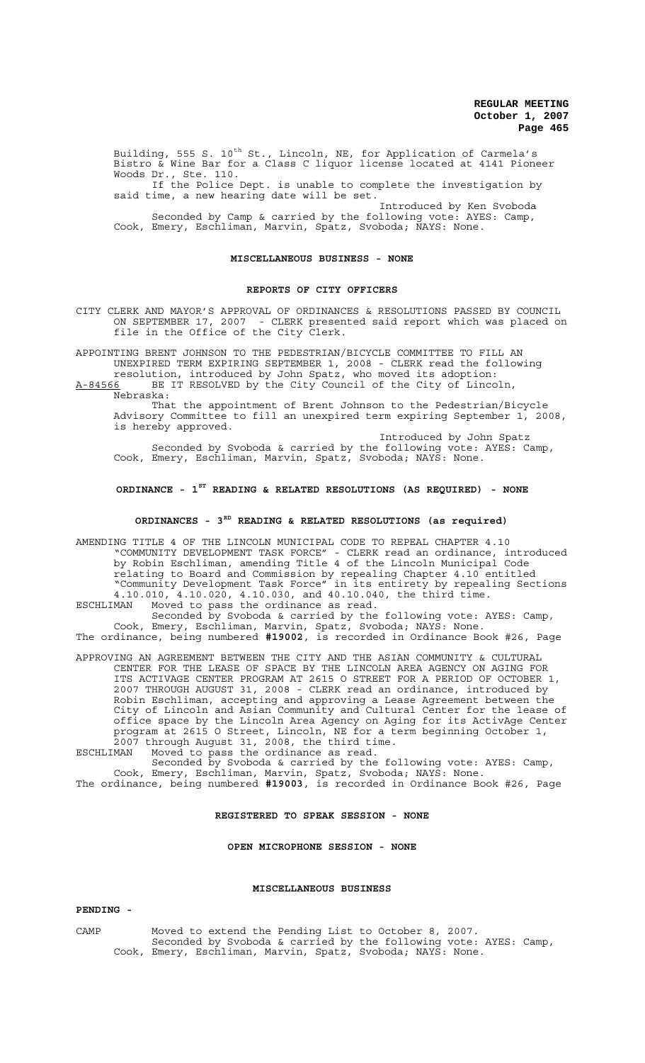Building, 555 S. 10th St., Lincoln, NE, for Application of Carmela's Bistro & Wine Bar for a Class C liquor license located at 4141 Pioneer Woods Dr., Ste. 110.

If the Police Dept. is unable to complete the investigation by said time, a new hearing date will be set.

Introduced by Ken Svoboda

Seconded by Camp & carried by the following vote: AYES: Camp, Cook, Emery, Eschliman, Marvin, Spatz, Svoboda; NAYS: None.

## MISCELLANEOUS BUSINESS - NONE

## REPORTS OF CITY OFFICERS

CITY CLERK AND MAYOR'S APPROVAL OF ORDINANCES & RESOLUTIONS PASSED BY COUNCIL ON SEPTEMBER 17, 2007 - CLERK presented said report which was placed on file in the Office of the City Clerk.

APPOINTING BRENT JOHNSON TO THE PEDESTRIAN/BICYCLE COMMITTEE TO FILL AN UNEXPIRED TERM EXPIRING SEPTEMBER 1, 2008 - CLERK read the following resolution, introduced by John Spatz, who moved its adoption:

A-84566 BE IT RESOLVED by the City Council of the City of Lincoln, Nebraska:

That the appointment of Brent Johnson to the Pedestrian/Bicycle Advisory Committee to fill an unexpired term expiring September 1, 2008, is hereby approved.

Introduced by John Spatz

Seconded by Svoboda & carried by the following vote: AYES: Camp, Cook, Emery, Eschliman, Marvin, Spatz, Svoboda; NAYS: None.

## ORDINANCE - 1ST READING & RELATED RESOLUTIONS (AS REQUIRED) - NONE

## ORDINANCES - 3RD READING & RELATED RESOLUTIONS (as required)

AMENDING TITLE 4 OF THE LINCOLN MUNICIPAL CODE TO REPEAL CHAPTER 4.10 "COMMUNITY DEVELOPMENT TASK FORCE" - CLERK read an ordinance, introduced by Robin Eschliman, amending Title 4 of the Lincoln Municipal Code relating to Board and Commission by repealing Chapter 4.10 entitled "Community Development Task Force" in its entirety by repealing Sections 4.10.010, 4.10.020, 4.10.030, and 40.10.040, the third time.

ESCHLIMAN Moved to pass the ordinance as read.

Seconded by Svoboda & carried by the following vote: AYES: Camp, Cook, Emery, Eschliman, Marvin, Spatz, Svoboda; NAYS: None.

The ordinance, being numbered **#19002**, is recorded in Ordinance Book #26, Page

APPROVING AN AGREEMENT BETWEEN THE CITY AND THE ASIAN COMMUNITY & CULTURAL CENTER FOR THE LEASE OF SPACE BY THE LINCOLN AREA AGENCY ON AGING FOR ITS ACTIVAGE CENTER PROGRAM AT 2615 O STREET FOR A PERIOD OF OCTOBER 1, 2007 THROUGH AUGUST 31, 2008 - CLERK read an ordinance, introduced by Robin Eschliman, accepting and approving a Lease Agreement between the City of Lincoln and Asian Community and Cultural Center for the lease of office space by the Lincoln Area Agency on Aging for its ActivAge Center program at 2615 O Street, Lincoln, NE for a term beginning October 1, 2007 through August 31, 2008, the third time.

ESCHLIMAN Moved to pass the ordinance as read.

Seconded by Svoboda & carried by the following vote: AYES: Camp, Cook, Emery, Eschliman, Marvin, Spatz, Svoboda; NAYS: None.

The ordinance, being numbered **#19003**, is recorded in Ordinance Book #26, Page

## REGISTERED TO SPEAK SESSION - NONE

## OPEN MICROPHONE SESSION - NONE

## MISCELLANEOUS BUSINESS

**PENDING -**

CAMP Moved to extend the Pending List to October 8, 2007.

Seconded by Svoboda & carried by the following vote: AYES: Camp, Cook, Emery, Eschliman, Marvin, Spatz, Svoboda; NAYS: None.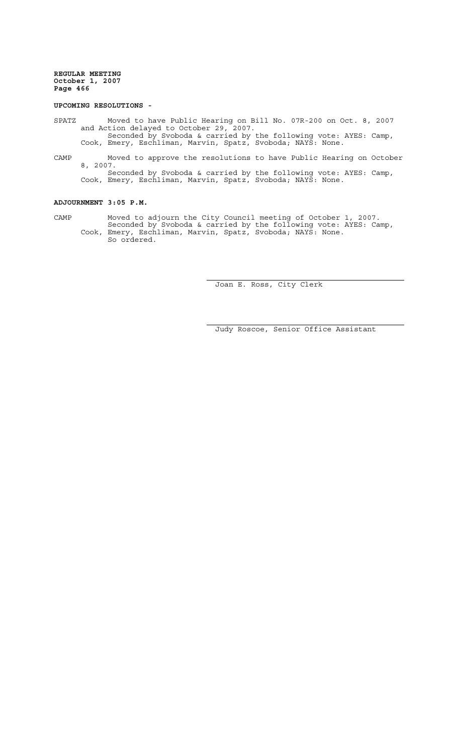**UPCOMING RESOLUTIONS -**

SPATZ Moved to have Public Hearing on Bill No. 07R-200 on Oct. 8, 2007 and Action delayed to October 29, 2007.
Seconded by Svoboda & carried by the following vote: AYES: Camp, Cook, Emery, Eschliman, Marvin, Spatz, Svoboda; NAYS: None.

CAMP Moved to approve the resolutions to have Public Hearing on October 8, 2007.
Seconded by Svoboda & carried by the following vote: AYES: Camp, Cook, Emery, Eschliman, Marvin, Spatz, Svoboda; NAYS: None.

**ADJOURNMENT 3:05 P.M.**

CAMP Moved to adjourn the City Council meeting of October 1, 2007.
Seconded by Svoboda & carried by the following vote: AYES: Camp, Cook, Emery, Eschliman, Marvin, Spatz, Svoboda; NAYS: None.
So ordered.

Joan E. Ross, City Clerk

Judy Roscoe, Senior Office Assistant